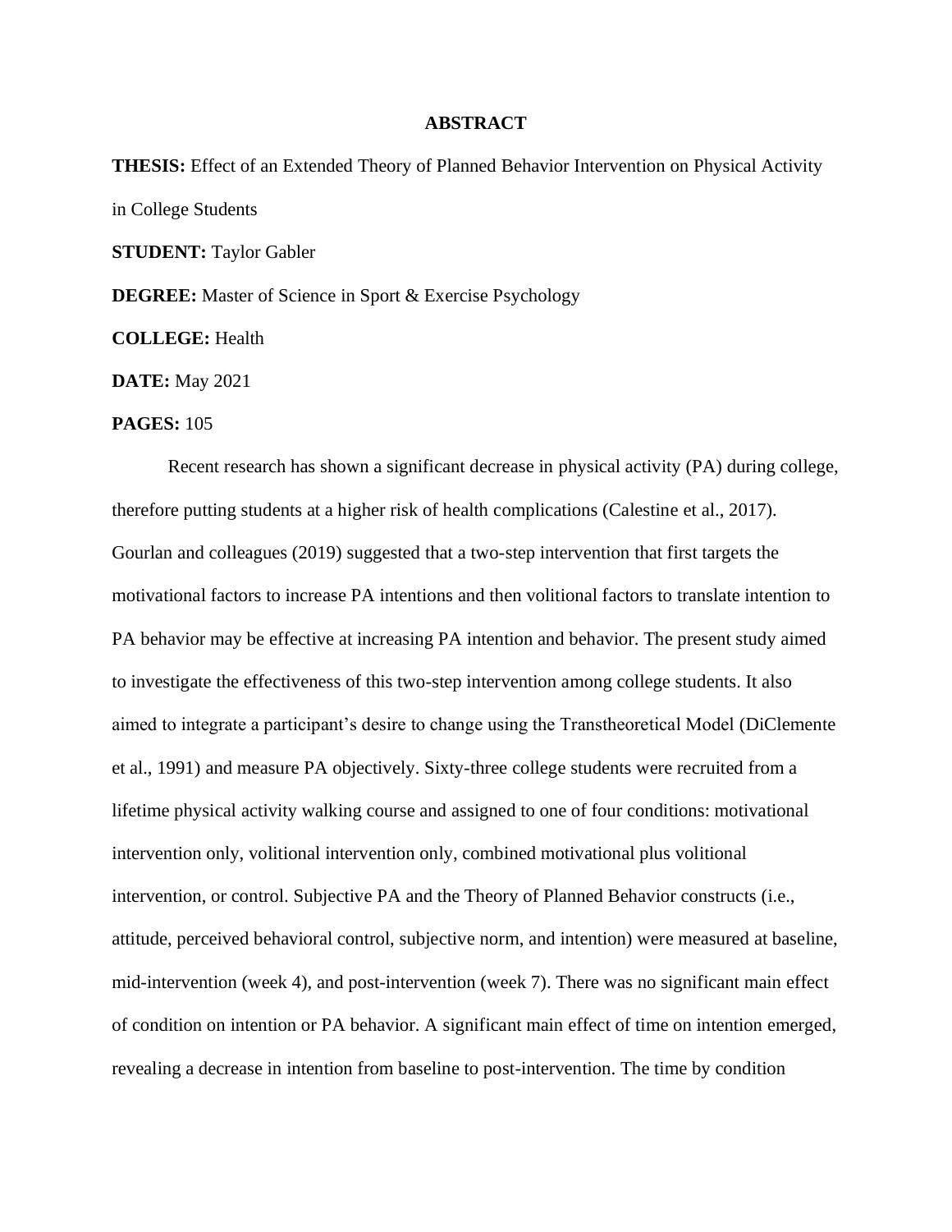# ABSTRACT

**THESIS:** Effect of an Extended Theory of Planned Behavior Intervention on Physical Activity in College Students

**STUDENT:** Taylor Gabler

**DEGREE:** Master of Science in Sport & Exercise Psychology

**COLLEGE:** Health

**DATE:** May 2021

**PAGES:** 105

Recent research has shown a significant decrease in physical activity (PA) during college, therefore putting students at a higher risk of health complications (Calestine et al., 2017). Gourlan and colleagues (2019) suggested that a two-step intervention that first targets the motivational factors to increase PA intentions and then volitional factors to translate intention to PA behavior may be effective at increasing PA intention and behavior. The present study aimed to investigate the effectiveness of this two-step intervention among college students. It also aimed to integrate a participant's desire to change using the Transtheoretical Model (DiClemente et al., 1991) and measure PA objectively. Sixty-three college students were recruited from a lifetime physical activity walking course and assigned to one of four conditions: motivational intervention only, volitional intervention only, combined motivational plus volitional intervention, or control. Subjective PA and the Theory of Planned Behavior constructs (i.e., attitude, perceived behavioral control, subjective norm, and intention) were measured at baseline, mid-intervention (week 4), and post-intervention (week 7). There was no significant main effect of condition on intention or PA behavior. A significant main effect of time on intention emerged, revealing a decrease in intention from baseline to post-intervention. The time by condition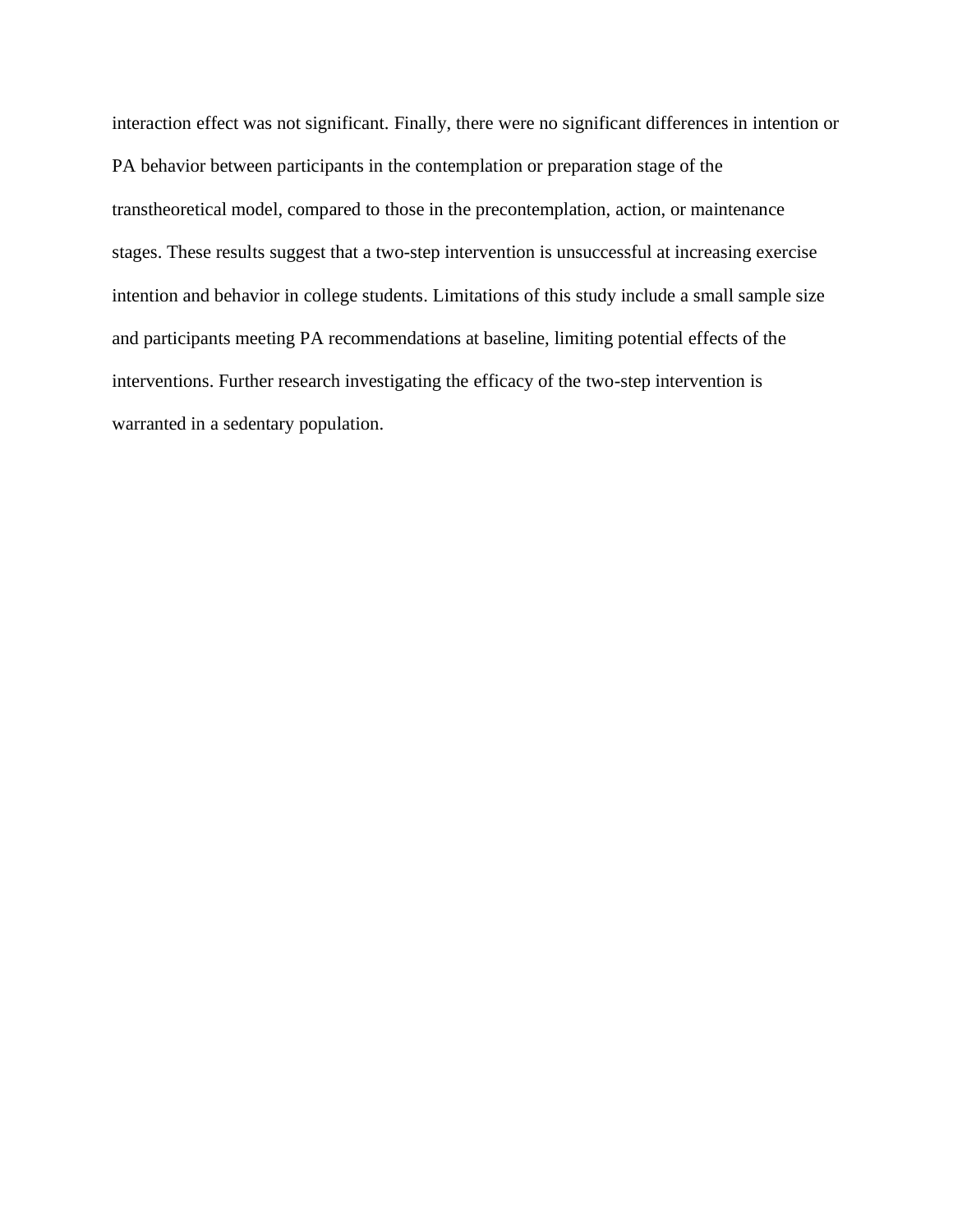interaction effect was not significant. Finally, there were no significant differences in intention or PA behavior between participants in the contemplation or preparation stage of the transtheoretical model, compared to those in the precontemplation, action, or maintenance stages. These results suggest that a two-step intervention is unsuccessful at increasing exercise intention and behavior in college students. Limitations of this study include a small sample size and participants meeting PA recommendations at baseline, limiting potential effects of the interventions. Further research investigating the efficacy of the two-step intervention is warranted in a sedentary population.